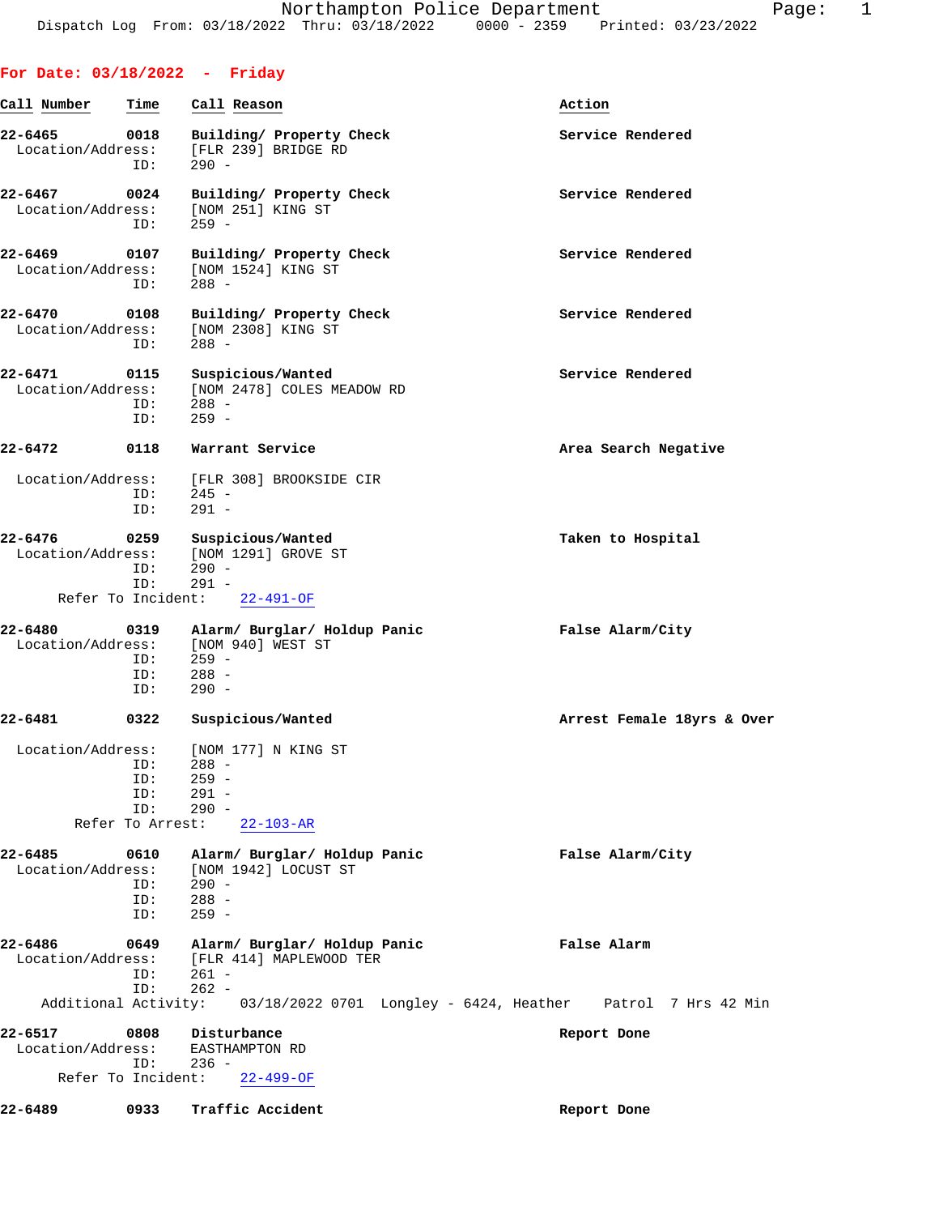Northampton Police Department
Dispatch Log From: 03/18/2022 Thru: 03/18/2022 0000 - 2359 Printed: 03/23/2022

## For Date: 03/18/2022 - Friday

| Call Number | Time | Call Reason | Action |
|---|---|---|---|
| 22-6465 | 0018 | Building/ Property Check | Service Rendered |
| Location/Address: | | [FLR 239] BRIDGE RD | |
| ID: | | 290 - | |
| 22-6467 | 0024 | Building/ Property Check | Service Rendered |
| Location/Address: | | [NOM 251] KING ST | |
| ID: | | 259 - | |
| 22-6469 | 0107 | Building/ Property Check | Service Rendered |
| Location/Address: | | [NOM 1524] KING ST | |
| ID: | | 288 - | |
| 22-6470 | 0108 | Building/ Property Check | Service Rendered |
| Location/Address: | | [NOM 2308] KING ST | |
| ID: | | 288 - | |
| 22-6471 | 0115 | Suspicious/Wanted | Service Rendered |
| Location/Address: | | [NOM 2478] COLES MEADOW RD | |
| ID: | | 288 - | |
| ID: | | 259 - | |
| 22-6472 | 0118 | Warrant Service | Area Search Negative |
| Location/Address: | | [FLR 308] BROOKSIDE CIR | |
| ID: | | 245 - | |
| ID: | | 291 - | |
| 22-6476 | 0259 | Suspicious/Wanted | Taken to Hospital |
| Location/Address: | | [NOM 1291] GROVE ST | |
| ID: | | 290 - | |
| ID: | | 291 - | |
| Refer To Incident: | | 22-491-OF | |
| 22-6480 | 0319 | Alarm/ Burglar/ Holdup Panic | False Alarm/City |
| Location/Address: | | [NOM 940] WEST ST | |
| ID: | | 259 - | |
| ID: | | 288 - | |
| ID: | | 290 - | |
| 22-6481 | 0322 | Suspicious/Wanted | Arrest Female 18yrs & Over |
| Location/Address: | | [NOM 177] N KING ST | |
| ID: | | 288 - | |
| ID: | | 259 - | |
| ID: | | 291 - | |
| ID: | | 290 - | |
| Refer To Arrest: | | 22-103-AR | |
| 22-6485 | 0610 | Alarm/ Burglar/ Holdup Panic | False Alarm/City |
| Location/Address: | | [NOM 1942] LOCUST ST | |
| ID: | | 290 - | |
| ID: | | 288 - | |
| ID: | | 259 - | |
| 22-6486 | 0649 | Alarm/ Burglar/ Holdup Panic | False Alarm |
| Location/Address: | | [FLR 414] MAPLEWOOD TER | |
| ID: | | 261 - | |
| ID: | | 262 - | |
| Additional Activity: | | 03/18/2022 0701 Longley - 6424, Heather | Patrol 7 Hrs 42 Min |
| 22-6517 | 0808 | Disturbance | Report Done |
| Location/Address: | | EASTHAMPTON RD | |
| ID: | | 236 - | |
| Refer To Incident: | | 22-499-OF | |
| 22-6489 | 0933 | Traffic Accident | Report Done |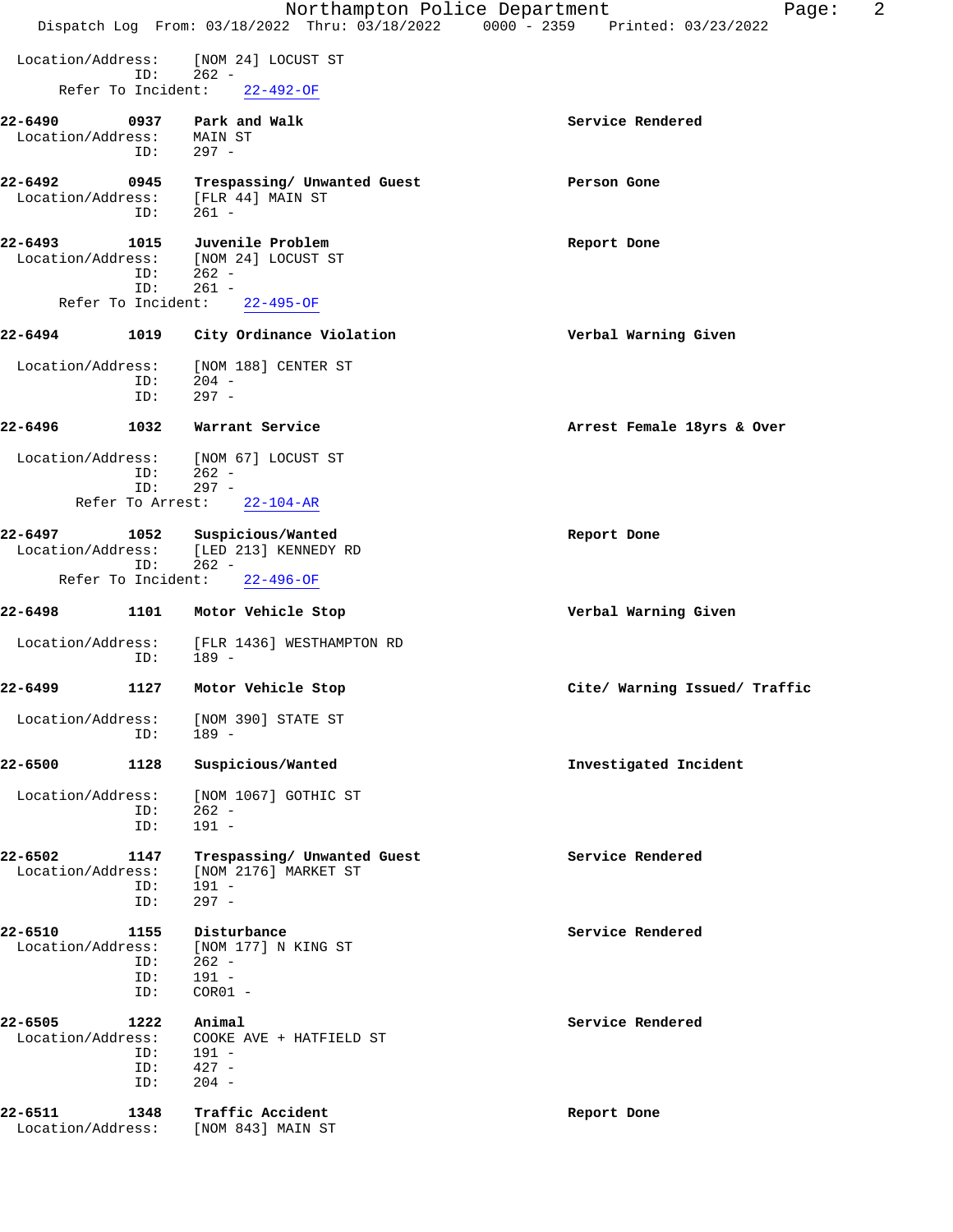Location/Address: [NOM 24] LOCUST ST
ID: 262 -
Refer To Incident: 22-492-OF

**22-6490** **0937** **Park and Walk** **Service Rendered**
Location/Address: MAIN ST
ID: 297 -

**22-6492** **0945** **Trespassing/ Unwanted Guest** **Person Gone**
Location/Address: [FLR 44] MAIN ST
ID: 261 -

**22-6493** **1015** **Juvenile Problem** **Report Done**
Location/Address: [NOM 24] LOCUST ST
ID: 262 -
ID: 261 -
Refer To Incident: 22-495-OF

**22-6494** **1019** **City Ordinance Violation** **Verbal Warning Given**
Location/Address: [NOM 188] CENTER ST
ID: 204 -
ID: 297 -

**22-6496** **1032** **Warrant Service** **Arrest Female 18yrs & Over**
Location/Address: [NOM 67] LOCUST ST
ID: 262 -
ID: 297 -
Refer To Arrest: 22-104-AR

**22-6497** **1052** **Suspicious/Wanted** **Report Done**
Location/Address: [LED 213] KENNEDY RD
ID: 262 -
Refer To Incident: 22-496-OF

**22-6498** **1101** **Motor Vehicle Stop** **Verbal Warning Given**
Location/Address: [FLR 1436] WESTHAMPTON RD
ID: 189 -

**22-6499** **1127** **Motor Vehicle Stop** **Cite/ Warning Issued/ Traffic**
Location/Address: [NOM 390] STATE ST
ID: 189 -

**22-6500** **1128** **Suspicious/Wanted** **Investigated Incident**
Location/Address: [NOM 1067] GOTHIC ST
ID: 262 -
ID: 191 -

**22-6502** **1147** **Trespassing/ Unwanted Guest** **Service Rendered**
Location/Address: [NOM 2176] MARKET ST
ID: 191 -
ID: 297 -

**22-6510** **1155** **Disturbance** **Service Rendered**
Location/Address: [NOM 177] N KING ST
ID: 262 -
ID: 191 -
ID: COR01 -

**22-6505** **1222** **Animal** **Service Rendered**
Location/Address: COOKE AVE + HATFIELD ST
ID: 191 -
ID: 427 -
ID: 204 -

**22-6511** **1348** **Traffic Accident** **Report Done**
Location/Address: [NOM 843] MAIN ST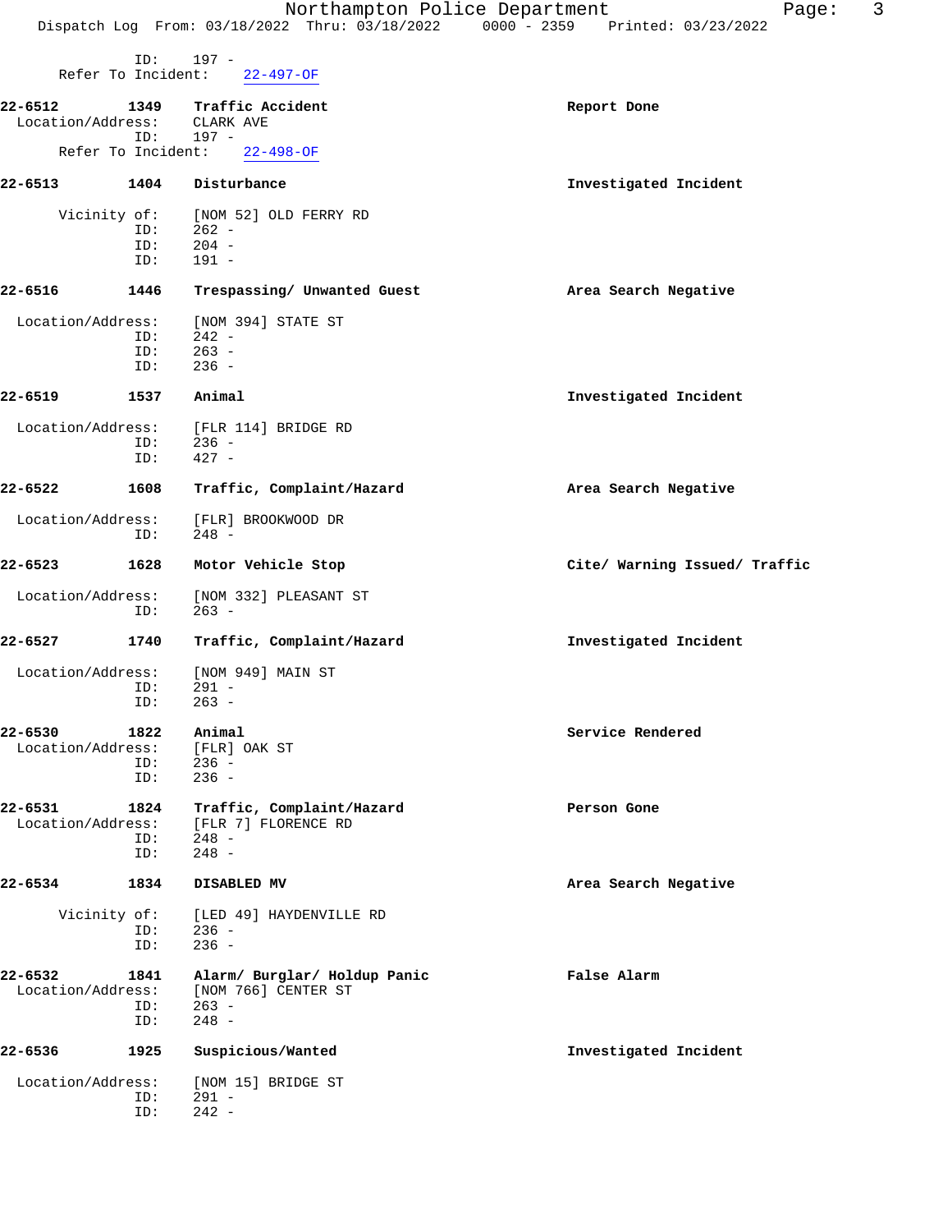ID: 197 -
Refer To Incident: 22-497-OF

**22-6512** 1349 **Traffic Accident** **Report Done**
Location/Address: CLARK AVE
ID: 197 -
Refer To Incident: 22-498-OF

**22-6513** 1404 **Disturbance** **Investigated Incident**

Vicinity of: [NOM 52] OLD FERRY RD
ID: 262 -
ID: 204 -
ID: 191 -

**22-6516** 1446 **Trespassing/ Unwanted Guest** **Area Search Negative**

Location/Address: [NOM 394] STATE ST
ID: 242 -
ID: 263 -
ID: 236 -

**22-6519** 1537 **Animal** **Investigated Incident**

Location/Address: [FLR 114] BRIDGE RD
ID: 236 -
ID: 427 -

**22-6522** 1608 **Traffic, Complaint/Hazard** **Area Search Negative**

Location/Address: [FLR] BROOKWOOD DR
ID: 248 -

**22-6523** 1628 **Motor Vehicle Stop** **Cite/ Warning Issued/ Traffic**

Location/Address: [NOM 332] PLEASANT ST
ID: 263 -

**22-6527** 1740 **Traffic, Complaint/Hazard** **Investigated Incident**

Location/Address: [NOM 949] MAIN ST
ID: 291 -
ID: 263 -

**22-6530** 1822 **Animal** **Service Rendered**
Location/Address: [FLR] OAK ST
ID: 236 -
ID: 236 -

**22-6531** 1824 **Traffic, Complaint/Hazard** **Person Gone**
Location/Address: [FLR 7] FLORENCE RD
ID: 248 -
ID: 248 -

**22-6534** 1834 **DISABLED MV** **Area Search Negative**

Vicinity of: [LED 49] HAYDENVILLE RD
ID: 236 -
ID: 236 -

**22-6532** 1841 **Alarm/ Burglar/ Holdup Panic** **False Alarm**
Location/Address: [NOM 766] CENTER ST
ID: 263 -
ID: 248 -

**22-6536** 1925 **Suspicious/Wanted** **Investigated Incident**

Location/Address: [NOM 15] BRIDGE ST
ID: 291 -
ID: 242 -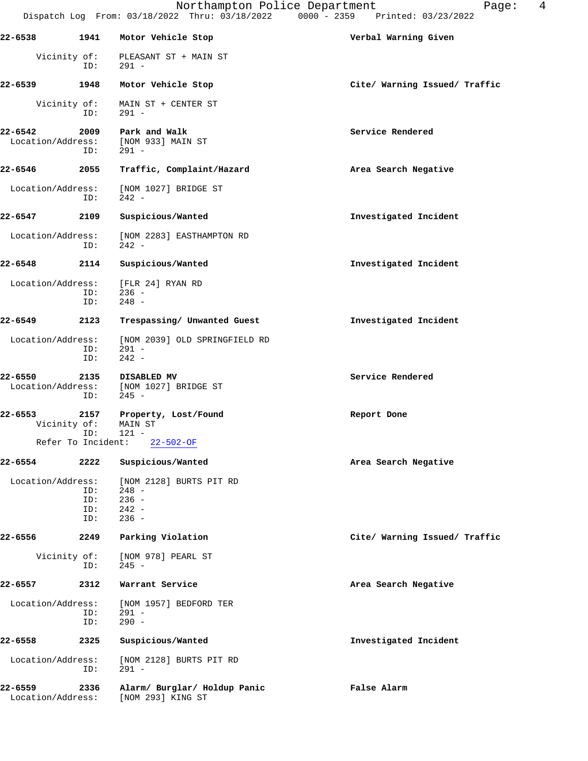22-6538 1941 Motor Vehicle Stop Verbal Warning Given

Vicinity of: PLEASANT ST + MAIN ST
ID: 291 -

22-6539 1948 Motor Vehicle Stop Cite/ Warning Issued/ Traffic

Vicinity of: MAIN ST + CENTER ST
ID: 291 -

22-6542 2009 Park and Walk Service Rendered
Location/Address: [NOM 933] MAIN ST
ID: 291 -

22-6546 2055 Traffic, Complaint/Hazard Area Search Negative

Location/Address: [NOM 1027] BRIDGE ST
ID: 242 -

22-6547 2109 Suspicious/Wanted Investigated Incident

Location/Address: [NOM 2283] EASTHAMPTON RD
ID: 242 -

22-6548 2114 Suspicious/Wanted Investigated Incident

Location/Address: [FLR 24] RYAN RD
ID: 236 -
ID: 248 -

22-6549 2123 Trespassing/ Unwanted Guest Investigated Incident

Location/Address: [NOM 2039] OLD SPRINGFIELD RD
ID: 291 -
ID: 242 -

22-6550 2135 DISABLED MV Service Rendered
Location/Address: [NOM 1027] BRIDGE ST
ID: 245 -

22-6553 2157 Property, Lost/Found Report Done
Vicinity of: MAIN ST
ID: 121 -
Refer To Incident: 22-502-OF

22-6554 2222 Suspicious/Wanted Area Search Negative

Location/Address: [NOM 2128] BURTS PIT RD
ID: 248 -
ID: 236 -
ID: 242 -
ID: 236 -

22-6556 2249 Parking Violation Cite/ Warning Issued/ Traffic

Vicinity of: [NOM 978] PEARL ST
ID: 245 -

22-6557 2312 Warrant Service Area Search Negative

Location/Address: [NOM 1957] BEDFORD TER
ID: 291 -
ID: 290 -

22-6558 2325 Suspicious/Wanted Investigated Incident

Location/Address: [NOM 2128] BURTS PIT RD
ID: 291 -

22-6559 2336 Alarm/ Burglar/ Holdup Panic False Alarm
Location/Address: [NOM 293] KING ST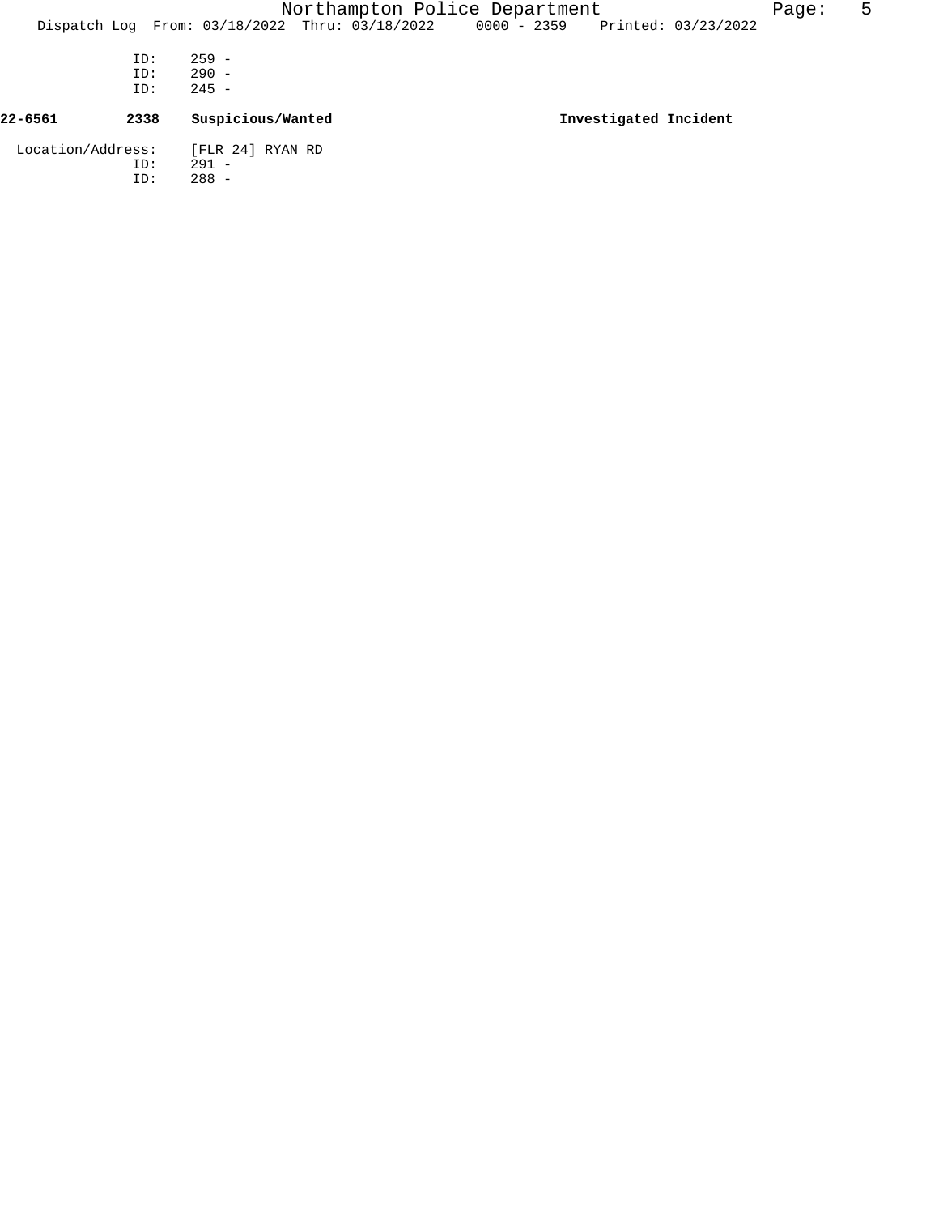ID: 259 -
ID: 290 -
ID: 245 -

**22-6561 2338 Suspicious/Wanted Investigated Incident**

Location/Address: [FLR 24] RYAN RD
ID: 291 -
ID: 288 -